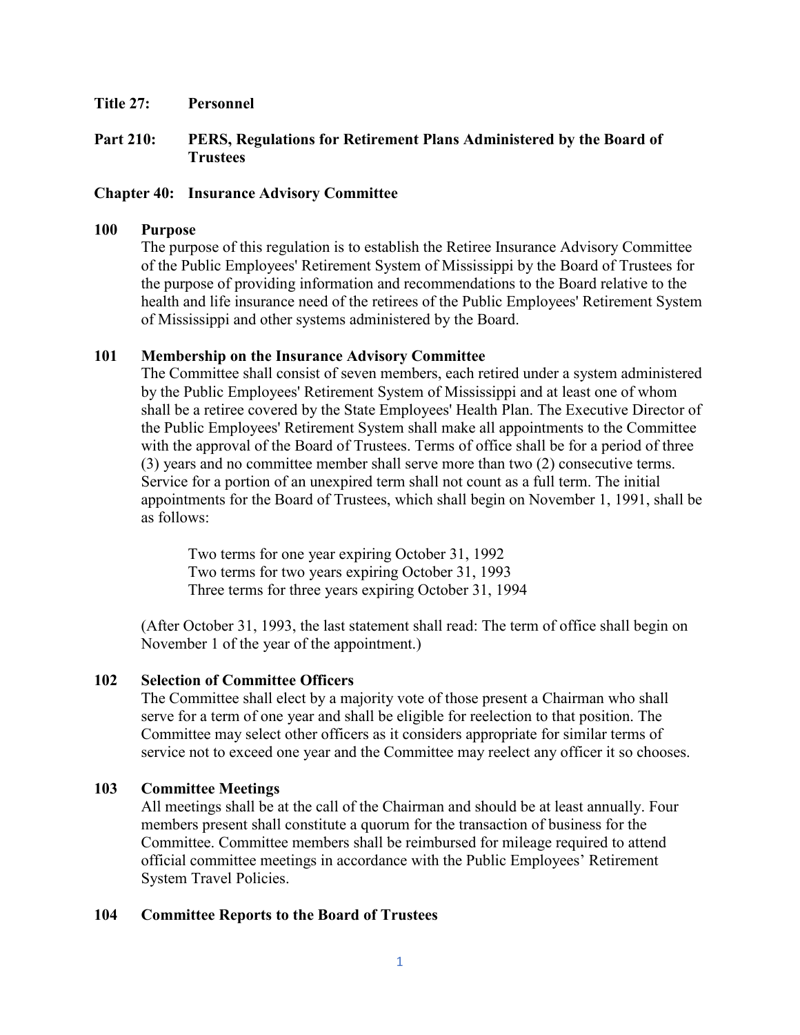**Title 27: Personnel**

**Part 210: PERS, Regulations for Retirement Plans Administered by the Board of Trustees**

**Chapter 40: Insurance Advisory Committee**

**100 Purpose**

The purpose of this regulation is to establish the Retiree Insurance Advisory Committee of the Public Employees' Retirement System of Mississippi by the Board of Trustees for the purpose of providing information and recommendations to the Board relative to the health and life insurance need of the retirees of the Public Employees' Retirement System of Mississippi and other systems administered by the Board.

**101 Membership on the Insurance Advisory Committee**

The Committee shall consist of seven members, each retired under a system administered by the Public Employees' Retirement System of Mississippi and at least one of whom shall be a retiree covered by the State Employees' Health Plan. The Executive Director of the Public Employees' Retirement System shall make all appointments to the Committee with the approval of the Board of Trustees. Terms of office shall be for a period of three (3) years and no committee member shall serve more than two (2) consecutive terms. Service for a portion of an unexpired term shall not count as a full term. The initial appointments for the Board of Trustees, which shall begin on November 1, 1991, shall be as follows:

> Two terms for one year expiring October 31, 1992
> Two terms for two years expiring October 31, 1993
> Three terms for three years expiring October 31, 1994

(After October 31, 1993, the last statement shall read: The term of office shall begin on November 1 of the year of the appointment.)

**102 Selection of Committee Officers**

The Committee shall elect by a majority vote of those present a Chairman who shall serve for a term of one year and shall be eligible for reelection to that position. The Committee may select other officers as it considers appropriate for similar terms of service not to exceed one year and the Committee may reelect any officer it so chooses.

**103 Committee Meetings**

All meetings shall be at the call of the Chairman and should be at least annually. Four members present shall constitute a quorum for the transaction of business for the Committee. Committee members shall be reimbursed for mileage required to attend official committee meetings in accordance with the Public Employees' Retirement System Travel Policies.

**104 Committee Reports to the Board of Trustees**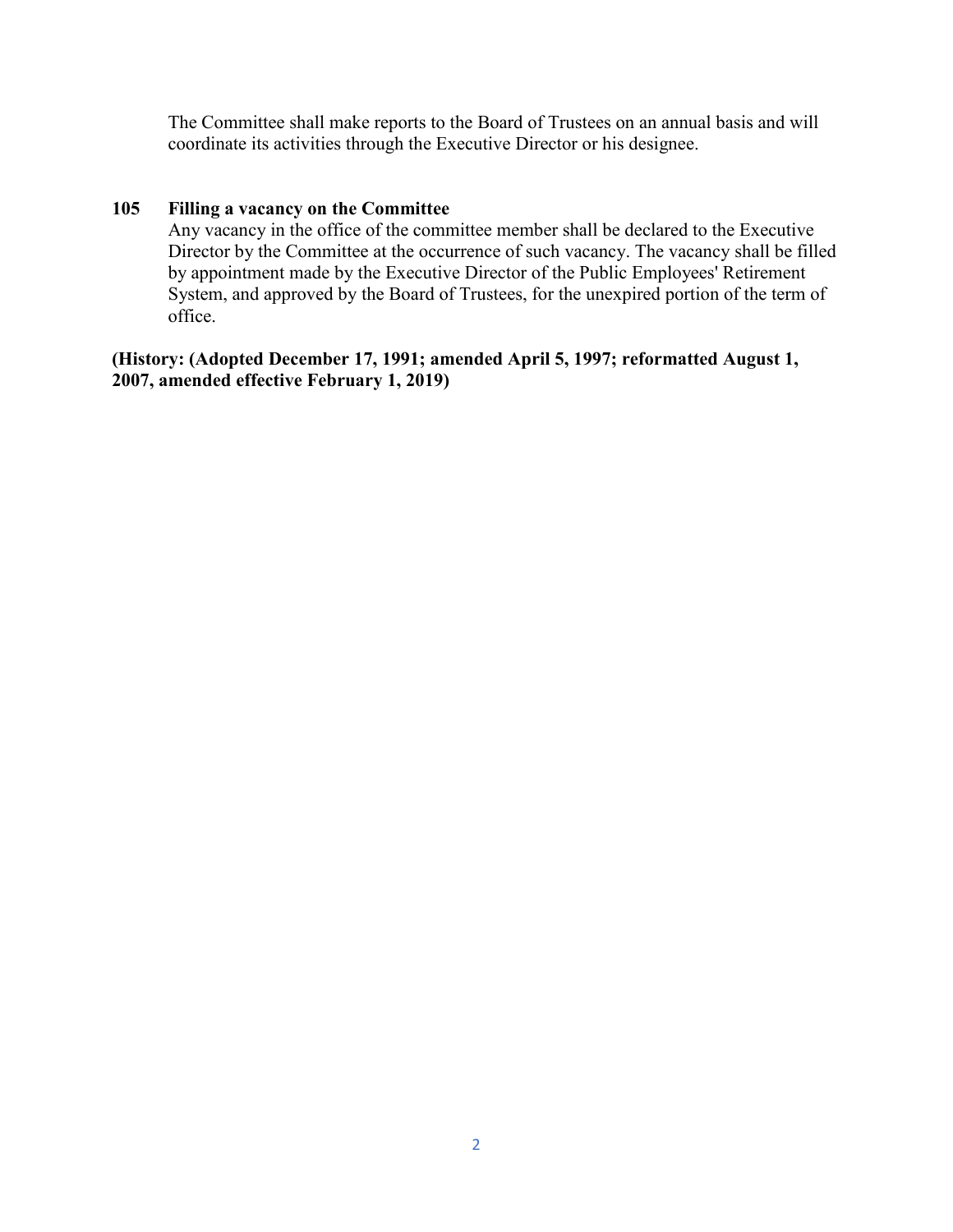The Committee shall make reports to the Board of Trustees on an annual basis and will coordinate its activities through the Executive Director or his designee.

### 105 Filling a vacancy on the Committee

Any vacancy in the office of the committee member shall be declared to the Executive Director by the Committee at the occurrence of such vacancy. The vacancy shall be filled by appointment made by the Executive Director of the Public Employees' Retirement System, and approved by the Board of Trustees, for the unexpired portion of the term of office.

**(History: (Adopted December 17, 1991; amended April 5, 1997; reformatted August 1, 2007, amended effective February 1, 2019)**